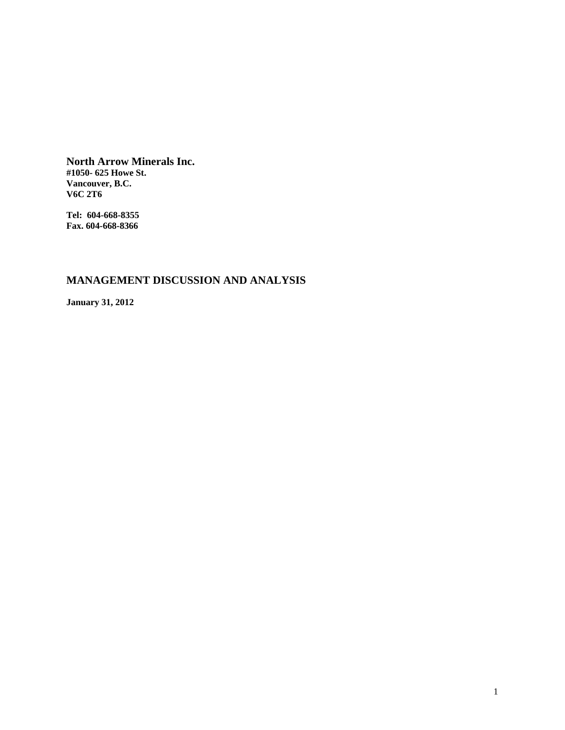**North Arrow Minerals Inc.**
**#1050- 625 Howe St.**
**Vancouver, B.C.**
**V6C 2T6**

**Tel: 604-668-8355**
**Fax. 604-668-8366**

## MANAGEMENT DISCUSSION AND ANALYSIS

**January 31, 2012**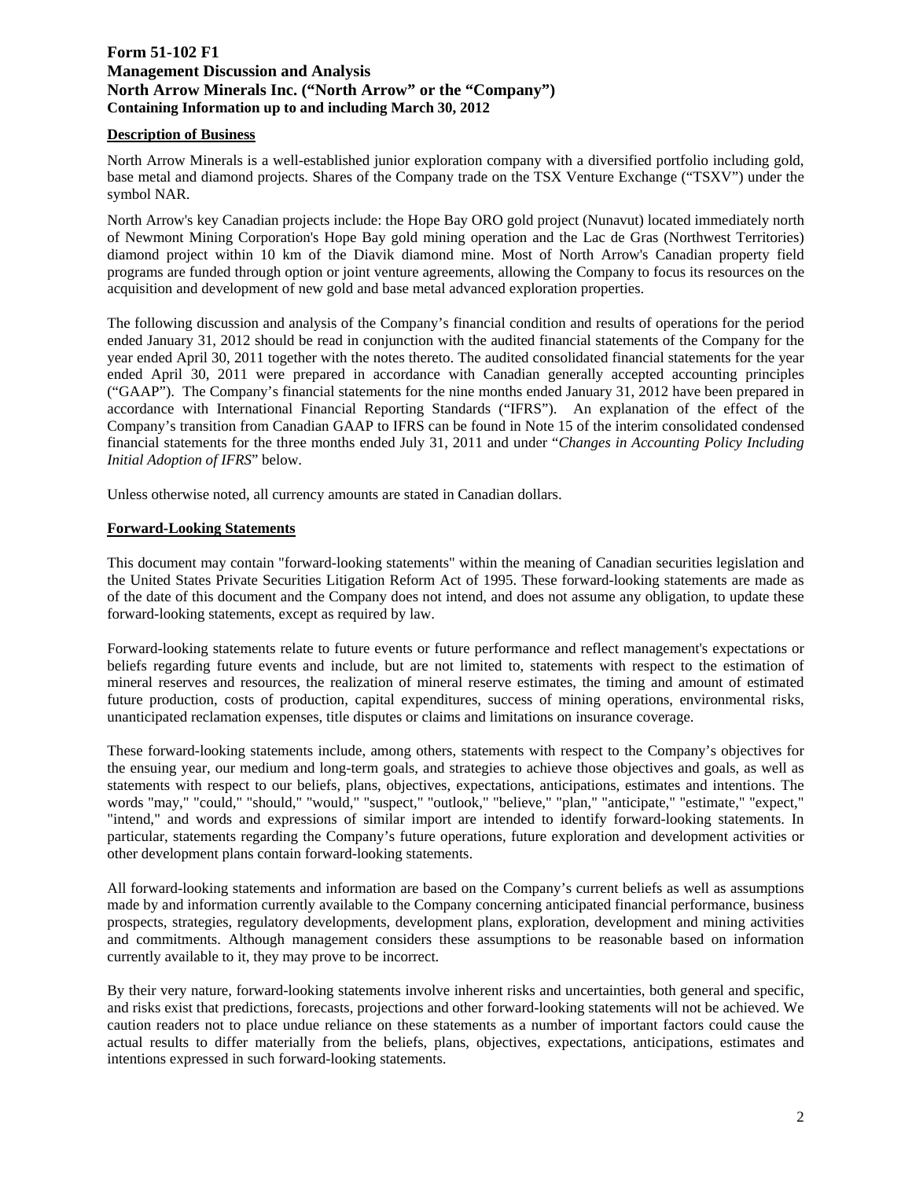**Form 51-102 F1**
**Management Discussion and Analysis**
**North Arrow Minerals Inc. ("North Arrow" or the "Company")**
**Containing Information up to and including March 30, 2012**

## Description of Business

North Arrow Minerals is a well-established junior exploration company with a diversified portfolio including gold, base metal and diamond projects. Shares of the Company trade on the TSX Venture Exchange ("TSXV") under the symbol NAR.

North Arrow's key Canadian projects include: the Hope Bay ORO gold project (Nunavut) located immediately north of Newmont Mining Corporation's Hope Bay gold mining operation and the Lac de Gras (Northwest Territories) diamond project within 10 km of the Diavik diamond mine. Most of North Arrow's Canadian property field programs are funded through option or joint venture agreements, allowing the Company to focus its resources on the acquisition and development of new gold and base metal advanced exploration properties.

The following discussion and analysis of the Company's financial condition and results of operations for the period ended January 31, 2012 should be read in conjunction with the audited financial statements of the Company for the year ended April 30, 2011 together with the notes thereto. The audited consolidated financial statements for the year ended April 30, 2011 were prepared in accordance with Canadian generally accepted accounting principles ("GAAP"). The Company's financial statements for the nine months ended January 31, 2012 have been prepared in accordance with International Financial Reporting Standards ("IFRS"). An explanation of the effect of the Company's transition from Canadian GAAP to IFRS can be found in Note 15 of the interim consolidated condensed financial statements for the three months ended July 31, 2011 and under "*Changes in Accounting Policy Including Initial Adoption of IFRS*" below.

Unless otherwise noted, all currency amounts are stated in Canadian dollars.

## Forward-Looking Statements

This document may contain "forward-looking statements" within the meaning of Canadian securities legislation and the United States Private Securities Litigation Reform Act of 1995. These forward-looking statements are made as of the date of this document and the Company does not intend, and does not assume any obligation, to update these forward-looking statements, except as required by law.

Forward-looking statements relate to future events or future performance and reflect management's expectations or beliefs regarding future events and include, but are not limited to, statements with respect to the estimation of mineral reserves and resources, the realization of mineral reserve estimates, the timing and amount of estimated future production, costs of production, capital expenditures, success of mining operations, environmental risks, unanticipated reclamation expenses, title disputes or claims and limitations on insurance coverage.

These forward-looking statements include, among others, statements with respect to the Company's objectives for the ensuing year, our medium and long-term goals, and strategies to achieve those objectives and goals, as well as statements with respect to our beliefs, plans, objectives, expectations, anticipations, estimates and intentions. The words "may," "could," "should," "would," "suspect," "outlook," "believe," "plan," "anticipate," "estimate," "expect," "intend," and words and expressions of similar import are intended to identify forward-looking statements. In particular, statements regarding the Company's future operations, future exploration and development activities or other development plans contain forward-looking statements.

All forward-looking statements and information are based on the Company's current beliefs as well as assumptions made by and information currently available to the Company concerning anticipated financial performance, business prospects, strategies, regulatory developments, development plans, exploration, development and mining activities and commitments. Although management considers these assumptions to be reasonable based on information currently available to it, they may prove to be incorrect.

By their very nature, forward-looking statements involve inherent risks and uncertainties, both general and specific, and risks exist that predictions, forecasts, projections and other forward-looking statements will not be achieved. We caution readers not to place undue reliance on these statements as a number of important factors could cause the actual results to differ materially from the beliefs, plans, objectives, expectations, anticipations, estimates and intentions expressed in such forward-looking statements.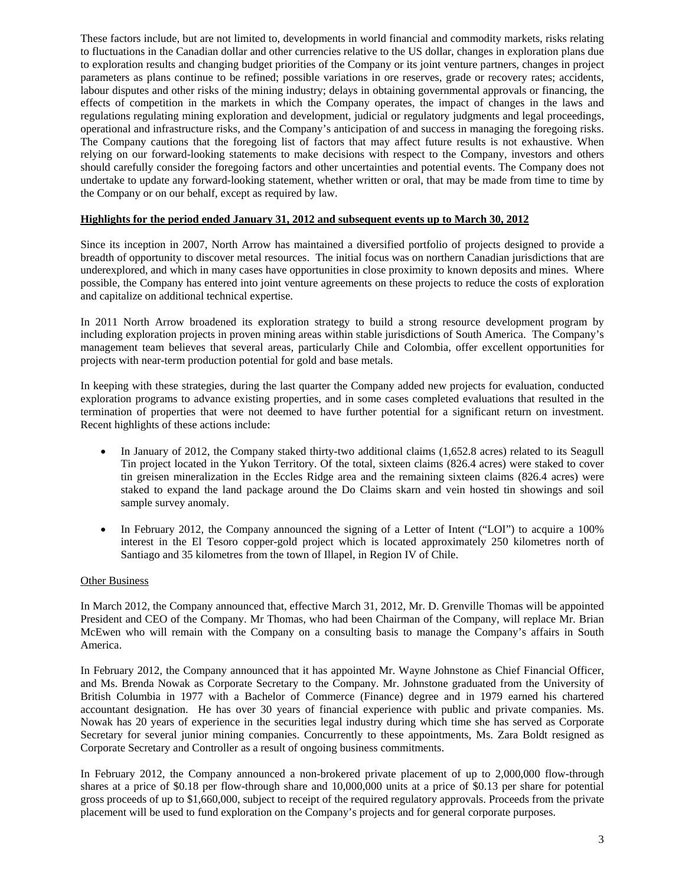These factors include, but are not limited to, developments in world financial and commodity markets, risks relating to fluctuations in the Canadian dollar and other currencies relative to the US dollar, changes in exploration plans due to exploration results and changing budget priorities of the Company or its joint venture partners, changes in project parameters as plans continue to be refined; possible variations in ore reserves, grade or recovery rates; accidents, labour disputes and other risks of the mining industry; delays in obtaining governmental approvals or financing, the effects of competition in the markets in which the Company operates, the impact of changes in the laws and regulations regulating mining exploration and development, judicial or regulatory judgments and legal proceedings, operational and infrastructure risks, and the Company's anticipation of and success in managing the foregoing risks. The Company cautions that the foregoing list of factors that may affect future results is not exhaustive. When relying on our forward-looking statements to make decisions with respect to the Company, investors and others should carefully consider the foregoing factors and other uncertainties and potential events. The Company does not undertake to update any forward-looking statement, whether written or oral, that may be made from time to time by the Company or on our behalf, except as required by law.

## Highlights for the period ended January 31, 2012 and subsequent events up to March 30, 2012

Since its inception in 2007, North Arrow has maintained a diversified portfolio of projects designed to provide a breadth of opportunity to discover metal resources. The initial focus was on northern Canadian jurisdictions that are underexplored, and which in many cases have opportunities in close proximity to known deposits and mines. Where possible, the Company has entered into joint venture agreements on these projects to reduce the costs of exploration and capitalize on additional technical expertise.

In 2011 North Arrow broadened its exploration strategy to build a strong resource development program by including exploration projects in proven mining areas within stable jurisdictions of South America. The Company's management team believes that several areas, particularly Chile and Colombia, offer excellent opportunities for projects with near-term production potential for gold and base metals.

In keeping with these strategies, during the last quarter the Company added new projects for evaluation, conducted exploration programs to advance existing properties, and in some cases completed evaluations that resulted in the termination of properties that were not deemed to have further potential for a significant return on investment. Recent highlights of these actions include:

- In January of 2012, the Company staked thirty-two additional claims (1,652.8 acres) related to its Seagull Tin project located in the Yukon Territory. Of the total, sixteen claims (826.4 acres) were staked to cover tin greisen mineralization in the Eccles Ridge area and the remaining sixteen claims (826.4 acres) were staked to expand the land package around the Do Claims skarn and vein hosted tin showings and soil sample survey anomaly.
- In February 2012, the Company announced the signing of a Letter of Intent ("LOI") to acquire a 100% interest in the El Tesoro copper-gold project which is located approximately 250 kilometres north of Santiago and 35 kilometres from the town of Illapel, in Region IV of Chile.

### Other Business

In March 2012, the Company announced that, effective March 31, 2012, Mr. D. Grenville Thomas will be appointed President and CEO of the Company. Mr Thomas, who had been Chairman of the Company, will replace Mr. Brian McEwen who will remain with the Company on a consulting basis to manage the Company's affairs in South America.

In February 2012, the Company announced that it has appointed Mr. Wayne Johnstone as Chief Financial Officer, and Ms. Brenda Nowak as Corporate Secretary to the Company. Mr. Johnstone graduated from the University of British Columbia in 1977 with a Bachelor of Commerce (Finance) degree and in 1979 earned his chartered accountant designation. He has over 30 years of financial experience with public and private companies. Ms. Nowak has 20 years of experience in the securities legal industry during which time she has served as Corporate Secretary for several junior mining companies. Concurrently to these appointments, Ms. Zara Boldt resigned as Corporate Secretary and Controller as a result of ongoing business commitments.

In February 2012, the Company announced a non-brokered private placement of up to 2,000,000 flow-through shares at a price of $0.18 per flow-through share and 10,000,000 units at a price of $0.13 per share for potential gross proceeds of up to $1,660,000, subject to receipt of the required regulatory approvals. Proceeds from the private placement will be used to fund exploration on the Company's projects and for general corporate purposes.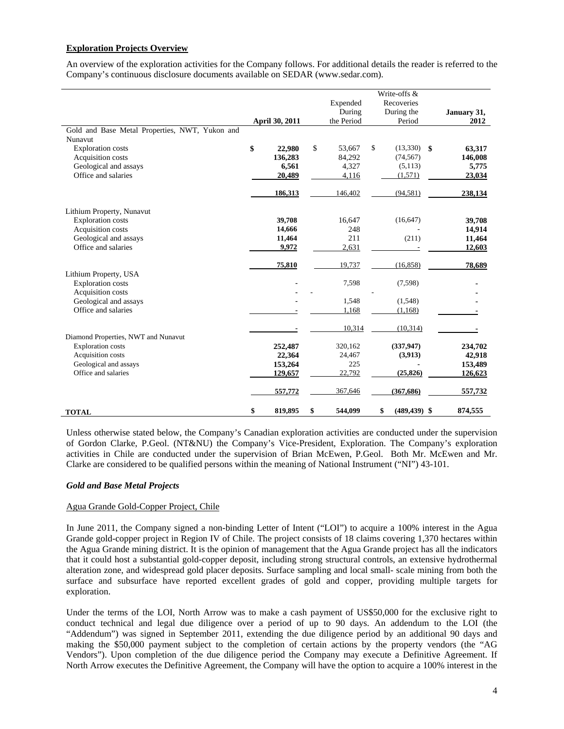**Exploration Projects Overview**

An overview of the exploration activities for the Company follows. For additional details the reader is referred to the Company's continuous disclosure documents available on SEDAR (www.sedar.com).

| | April 30, 2011 | Expended During the Period | Write-offs & Recoveries During the Period | January 31, 2012 |
|---|---|---|---|---|
| Gold and Base Metal Properties, NWT, Yukon and Nunavut | | | | |
| Exploration costs | $ 22,980 | $ 53,667 | $ (13,330) | $ 63,317 |
| Acquisition costs | 136,283 | 84,292 | (74,567) | 146,008 |
| Geological and assays | 6,561 | 4,327 | (5,113) | 5,775 |
| Office and salaries | 20,489 | 4,116 | (1,571) | 23,034 |
| | 186,313 | 146,402 | (94,581) | 238,134 |
| Lithium Property, Nunavut | | | | |
| Exploration costs | 39,708 | 16,647 | (16,647) | 39,708 |
| Acquisition costs | 14,666 | 248 | - | 14,914 |
| Geological and assays | 11,464 | 211 | (211) | 11,464 |
| Office and salaries | 9,972 | 2,631 | - | 12,603 |
| | 75,810 | 19,737 | (16,858) | 78,689 |
| Lithium Property, USA | | | | |
| Exploration costs | - | 7,598 | (7,598) | - |
| Acquisition costs | - | - | - | - |
| Geological and assays | - | 1,548 | (1,548) | - |
| Office and salaries | - | 1,168 | (1,168) | - |
| | - | 10,314 | (10,314) | - |
| Diamond Properties, NWT and Nunavut | | | | |
| Exploration costs | 252,487 | 320,162 | (337,947) | 234,702 |
| Acquisition costs | 22,364 | 24,467 | (3,913) | 42,918 |
| Geological and assays | 153,264 | 225 | - | 153,489 |
| Office and salaries | 129,657 | 22,792 | (25,826) | 126,623 |
| | 557,772 | 367,646 | (367,686) | 557,732 |
| **TOTAL** | $ 819,895 | $ 544,099 | $ (489,439) | $ 874,555 |

Unless otherwise stated below, the Company's Canadian exploration activities are conducted under the supervision of Gordon Clarke, P.Geol. (NT&NU) the Company's Vice-President, Exploration. The Company's exploration activities in Chile are conducted under the supervision of Brian McEwen, P.Geol. Both Mr. McEwen and Mr. Clarke are considered to be qualified persons within the meaning of National Instrument ("NI") 43-101.

***Gold and Base Metal Projects***

Agua Grande Gold-Copper Project, Chile

In June 2011, the Company signed a non-binding Letter of Intent ("LOI") to acquire a 100% interest in the Agua Grande gold-copper project in Region IV of Chile. The project consists of 18 claims covering 1,370 hectares within the Agua Grande mining district. It is the opinion of management that the Agua Grande project has all the indicators that it could host a substantial gold-copper deposit, including strong structural controls, an extensive hydrothermal alteration zone, and widespread gold placer deposits. Surface sampling and local small- scale mining from both the surface and subsurface have reported excellent grades of gold and copper, providing multiple targets for exploration.

Under the terms of the LOI, North Arrow was to make a cash payment of US$50,000 for the exclusive right to conduct technical and legal due diligence over a period of up to 90 days. An addendum to the LOI (the "Addendum") was signed in September 2011, extending the due diligence period by an additional 90 days and making the $50,000 payment subject to the completion of certain actions by the property vendors (the "AG Vendors"). Upon completion of the due diligence period the Company may execute a Definitive Agreement. If North Arrow executes the Definitive Agreement, the Company will have the option to acquire a 100% interest in the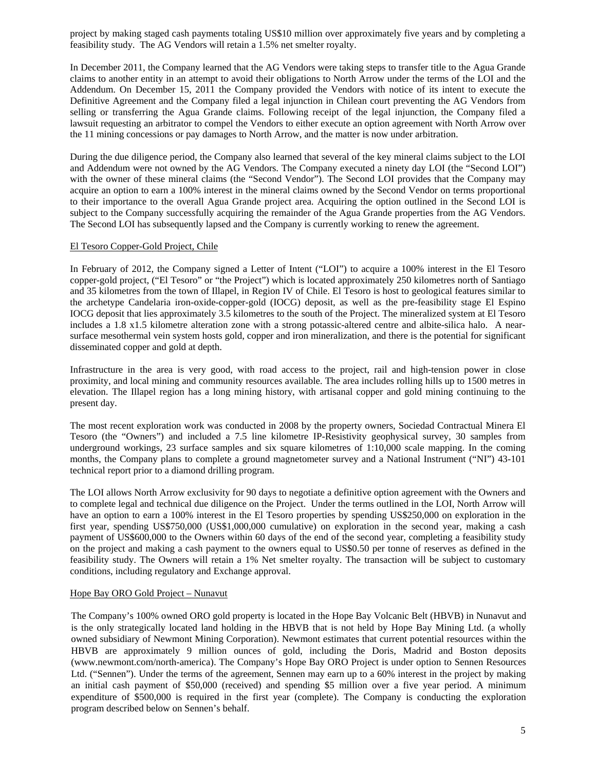project by making staged cash payments totaling US$10 million over approximately five years and by completing a feasibility study. The AG Vendors will retain a 1.5% net smelter royalty.

In December 2011, the Company learned that the AG Vendors were taking steps to transfer title to the Agua Grande claims to another entity in an attempt to avoid their obligations to North Arrow under the terms of the LOI and the Addendum. On December 15, 2011 the Company provided the Vendors with notice of its intent to execute the Definitive Agreement and the Company filed a legal injunction in Chilean court preventing the AG Vendors from selling or transferring the Agua Grande claims. Following receipt of the legal injunction, the Company filed a lawsuit requesting an arbitrator to compel the Vendors to either execute an option agreement with North Arrow over the 11 mining concessions or pay damages to North Arrow, and the matter is now under arbitration.

During the due diligence period, the Company also learned that several of the key mineral claims subject to the LOI and Addendum were not owned by the AG Vendors. The Company executed a ninety day LOI (the "Second LOI") with the owner of these mineral claims (the "Second Vendor"). The Second LOI provides that the Company may acquire an option to earn a 100% interest in the mineral claims owned by the Second Vendor on terms proportional to their importance to the overall Agua Grande project area. Acquiring the option outlined in the Second LOI is subject to the Company successfully acquiring the remainder of the Agua Grande properties from the AG Vendors. The Second LOI has subsequently lapsed and the Company is currently working to renew the agreement.

## El Tesoro Copper-Gold Project, Chile

In February of 2012, the Company signed a Letter of Intent ("LOI") to acquire a 100% interest in the El Tesoro copper-gold project, ("El Tesoro" or "the Project") which is located approximately 250 kilometres north of Santiago and 35 kilometres from the town of Illapel, in Region IV of Chile. El Tesoro is host to geological features similar to the archetype Candelaria iron-oxide-copper-gold (IOCG) deposit, as well as the pre-feasibility stage El Espino IOCG deposit that lies approximately 3.5 kilometres to the south of the Project. The mineralized system at El Tesoro includes a 1.8 x1.5 kilometre alteration zone with a strong potassic-altered centre and albite-silica halo. A near-surface mesothermal vein system hosts gold, copper and iron mineralization, and there is the potential for significant disseminated copper and gold at depth.

Infrastructure in the area is very good, with road access to the project, rail and high-tension power in close proximity, and local mining and community resources available. The area includes rolling hills up to 1500 metres in elevation. The Illapel region has a long mining history, with artisanal copper and gold mining continuing to the present day.

The most recent exploration work was conducted in 2008 by the property owners, Sociedad Contractual Minera El Tesoro (the "Owners") and included a 7.5 line kilometre IP-Resistivity geophysical survey, 30 samples from underground workings, 23 surface samples and six square kilometres of 1:10,000 scale mapping. In the coming months, the Company plans to complete a ground magnetometer survey and a National Instrument ("NI") 43-101 technical report prior to a diamond drilling program.

The LOI allows North Arrow exclusivity for 90 days to negotiate a definitive option agreement with the Owners and to complete legal and technical due diligence on the Project. Under the terms outlined in the LOI, North Arrow will have an option to earn a 100% interest in the El Tesoro properties by spending US$250,000 on exploration in the first year, spending US$750,000 (US$1,000,000 cumulative) on exploration in the second year, making a cash payment of US$600,000 to the Owners within 60 days of the end of the second year, completing a feasibility study on the project and making a cash payment to the owners equal to US$0.50 per tonne of reserves as defined in the feasibility study. The Owners will retain a 1% Net smelter royalty. The transaction will be subject to customary conditions, including regulatory and Exchange approval.

## Hope Bay ORO Gold Project – Nunavut

The Company's 100% owned ORO gold property is located in the Hope Bay Volcanic Belt (HBVB) in Nunavut and is the only strategically located land holding in the HBVB that is not held by Hope Bay Mining Ltd. (a wholly owned subsidiary of Newmont Mining Corporation). Newmont estimates that current potential resources within the HBVB are approximately 9 million ounces of gold, including the Doris, Madrid and Boston deposits (www.newmont.com/north-america). The Company's Hope Bay ORO Project is under option to Sennen Resources Ltd. ("Sennen"). Under the terms of the agreement, Sennen may earn up to a 60% interest in the project by making an initial cash payment of $50,000 (received) and spending $5 million over a five year period. A minimum expenditure of $500,000 is required in the first year (complete). The Company is conducting the exploration program described below on Sennen's behalf.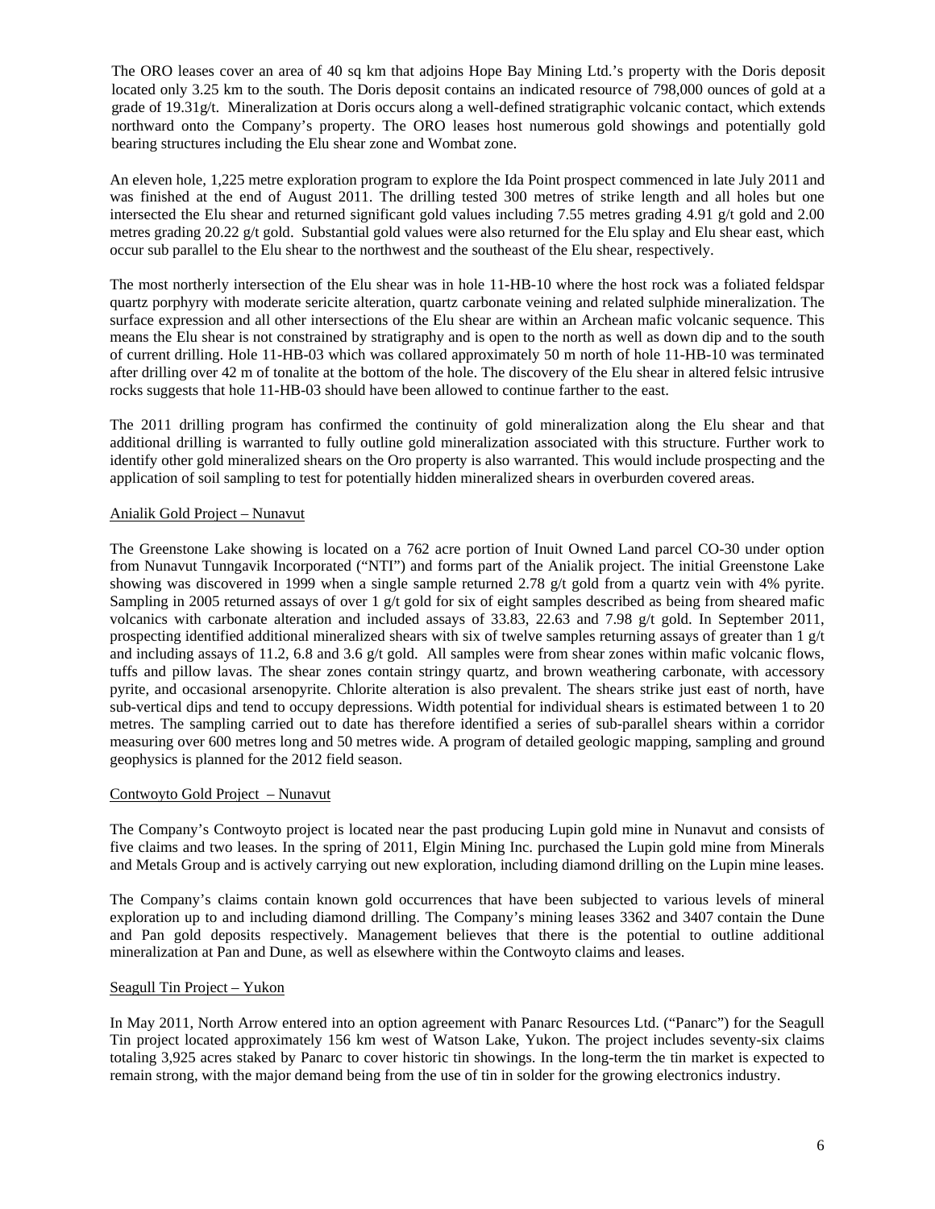The ORO leases cover an area of 40 sq km that adjoins Hope Bay Mining Ltd.'s property with the Doris deposit located only 3.25 km to the south. The Doris deposit contains an indicated resource of 798,000 ounces of gold at a grade of 19.31g/t. Mineralization at Doris occurs along a well-defined stratigraphic volcanic contact, which extends northward onto the Company's property. The ORO leases host numerous gold showings and potentially gold bearing structures including the Elu shear zone and Wombat zone.

An eleven hole, 1,225 metre exploration program to explore the Ida Point prospect commenced in late July 2011 and was finished at the end of August 2011. The drilling tested 300 metres of strike length and all holes but one intersected the Elu shear and returned significant gold values including 7.55 metres grading 4.91 g/t gold and 2.00 metres grading 20.22 g/t gold. Substantial gold values were also returned for the Elu splay and Elu shear east, which occur sub parallel to the Elu shear to the northwest and the southeast of the Elu shear, respectively.

The most northerly intersection of the Elu shear was in hole 11-HB-10 where the host rock was a foliated feldspar quartz porphyry with moderate sericite alteration, quartz carbonate veining and related sulphide mineralization. The surface expression and all other intersections of the Elu shear are within an Archean mafic volcanic sequence. This means the Elu shear is not constrained by stratigraphy and is open to the north as well as down dip and to the south of current drilling. Hole 11-HB-03 which was collared approximately 50 m north of hole 11-HB-10 was terminated after drilling over 42 m of tonalite at the bottom of the hole. The discovery of the Elu shear in altered felsic intrusive rocks suggests that hole 11-HB-03 should have been allowed to continue farther to the east.

The 2011 drilling program has confirmed the continuity of gold mineralization along the Elu shear and that additional drilling is warranted to fully outline gold mineralization associated with this structure. Further work to identify other gold mineralized shears on the Oro property is also warranted. This would include prospecting and the application of soil sampling to test for potentially hidden mineralized shears in overburden covered areas.

## Anialik Gold Project – Nunavut

The Greenstone Lake showing is located on a 762 acre portion of Inuit Owned Land parcel CO-30 under option from Nunavut Tunngavik Incorporated ("NTI") and forms part of the Anialik project. The initial Greenstone Lake showing was discovered in 1999 when a single sample returned 2.78 g/t gold from a quartz vein with 4% pyrite. Sampling in 2005 returned assays of over 1 g/t gold for six of eight samples described as being from sheared mafic volcanics with carbonate alteration and included assays of 33.83, 22.63 and 7.98 g/t gold. In September 2011, prospecting identified additional mineralized shears with six of twelve samples returning assays of greater than 1 g/t and including assays of 11.2, 6.8 and 3.6 g/t gold. All samples were from shear zones within mafic volcanic flows, tuffs and pillow lavas. The shear zones contain stringy quartz, and brown weathering carbonate, with accessory pyrite, and occasional arsenopyrite. Chlorite alteration is also prevalent. The shears strike just east of north, have sub-vertical dips and tend to occupy depressions. Width potential for individual shears is estimated between 1 to 20 metres. The sampling carried out to date has therefore identified a series of sub-parallel shears within a corridor measuring over 600 metres long and 50 metres wide. A program of detailed geologic mapping, sampling and ground geophysics is planned for the 2012 field season.

## Contwoyto Gold Project – Nunavut

The Company's Contwoyto project is located near the past producing Lupin gold mine in Nunavut and consists of five claims and two leases. In the spring of 2011, Elgin Mining Inc. purchased the Lupin gold mine from Minerals and Metals Group and is actively carrying out new exploration, including diamond drilling on the Lupin mine leases.

The Company's claims contain known gold occurrences that have been subjected to various levels of mineral exploration up to and including diamond drilling. The Company's mining leases 3362 and 3407 contain the Dune and Pan gold deposits respectively. Management believes that there is the potential to outline additional mineralization at Pan and Dune, as well as elsewhere within the Contwoyto claims and leases.

## Seagull Tin Project – Yukon

In May 2011, North Arrow entered into an option agreement with Panarc Resources Ltd. ("Panarc") for the Seagull Tin project located approximately 156 km west of Watson Lake, Yukon. The project includes seventy-six claims totaling 3,925 acres staked by Panarc to cover historic tin showings. In the long-term the tin market is expected to remain strong, with the major demand being from the use of tin in solder for the growing electronics industry.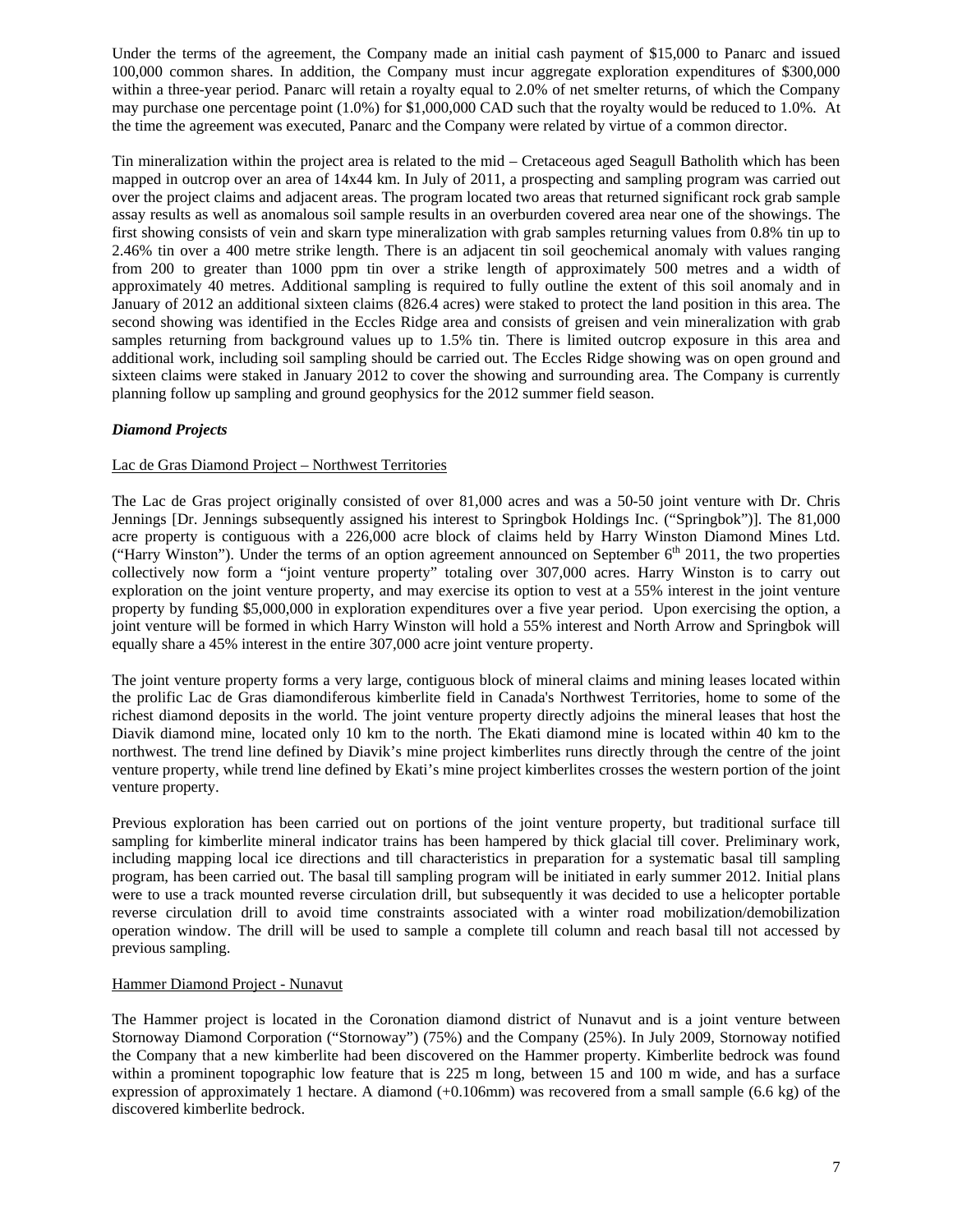Under the terms of the agreement, the Company made an initial cash payment of $15,000 to Panarc and issued 100,000 common shares. In addition, the Company must incur aggregate exploration expenditures of $300,000 within a three-year period. Panarc will retain a royalty equal to 2.0% of net smelter returns, of which the Company may purchase one percentage point (1.0%) for $1,000,000 CAD such that the royalty would be reduced to 1.0%. At the time the agreement was executed, Panarc and the Company were related by virtue of a common director.

Tin mineralization within the project area is related to the mid – Cretaceous aged Seagull Batholith which has been mapped in outcrop over an area of 14x44 km. In July of 2011, a prospecting and sampling program was carried out over the project claims and adjacent areas. The program located two areas that returned significant rock grab sample assay results as well as anomalous soil sample results in an overburden covered area near one of the showings. The first showing consists of vein and skarn type mineralization with grab samples returning values from 0.8% tin up to 2.46% tin over a 400 metre strike length. There is an adjacent tin soil geochemical anomaly with values ranging from 200 to greater than 1000 ppm tin over a strike length of approximately 500 metres and a width of approximately 40 metres. Additional sampling is required to fully outline the extent of this soil anomaly and in January of 2012 an additional sixteen claims (826.4 acres) were staked to protect the land position in this area. The second showing was identified in the Eccles Ridge area and consists of greisen and vein mineralization with grab samples returning from background values up to 1.5% tin. There is limited outcrop exposure in this area and additional work, including soil sampling should be carried out. The Eccles Ridge showing was on open ground and sixteen claims were staked in January 2012 to cover the showing and surrounding area. The Company is currently planning follow up sampling and ground geophysics for the 2012 summer field season.

### *Diamond Projects*

Lac de Gras Diamond Project – Northwest Territories

The Lac de Gras project originally consisted of over 81,000 acres and was a 50-50 joint venture with Dr. Chris Jennings [Dr. Jennings subsequently assigned his interest to Springbok Holdings Inc. ("Springbok")]. The 81,000 acre property is contiguous with a 226,000 acre block of claims held by Harry Winston Diamond Mines Ltd. ("Harry Winston"). Under the terms of an option agreement announced on September 6th 2011, the two properties collectively now form a "joint venture property" totaling over 307,000 acres. Harry Winston is to carry out exploration on the joint venture property, and may exercise its option to vest at a 55% interest in the joint venture property by funding $5,000,000 in exploration expenditures over a five year period. Upon exercising the option, a joint venture will be formed in which Harry Winston will hold a 55% interest and North Arrow and Springbok will equally share a 45% interest in the entire 307,000 acre joint venture property.

The joint venture property forms a very large, contiguous block of mineral claims and mining leases located within the prolific Lac de Gras diamondiferous kimberlite field in Canada's Northwest Territories, home to some of the richest diamond deposits in the world. The joint venture property directly adjoins the mineral leases that host the Diavik diamond mine, located only 10 km to the north. The Ekati diamond mine is located within 40 km to the northwest. The trend line defined by Diavik's mine project kimberlites runs directly through the centre of the joint venture property, while trend line defined by Ekati's mine project kimberlites crosses the western portion of the joint venture property.

Previous exploration has been carried out on portions of the joint venture property, but traditional surface till sampling for kimberlite mineral indicator trains has been hampered by thick glacial till cover. Preliminary work, including mapping local ice directions and till characteristics in preparation for a systematic basal till sampling program, has been carried out. The basal till sampling program will be initiated in early summer 2012. Initial plans were to use a track mounted reverse circulation drill, but subsequently it was decided to use a helicopter portable reverse circulation drill to avoid time constraints associated with a winter road mobilization/demobilization operation window. The drill will be used to sample a complete till column and reach basal till not accessed by previous sampling.

Hammer Diamond Project - Nunavut

The Hammer project is located in the Coronation diamond district of Nunavut and is a joint venture between Stornoway Diamond Corporation ("Stornoway") (75%) and the Company (25%). In July 2009, Stornoway notified the Company that a new kimberlite had been discovered on the Hammer property. Kimberlite bedrock was found within a prominent topographic low feature that is 225 m long, between 15 and 100 m wide, and has a surface expression of approximately 1 hectare. A diamond (+0.106mm) was recovered from a small sample (6.6 kg) of the discovered kimberlite bedrock.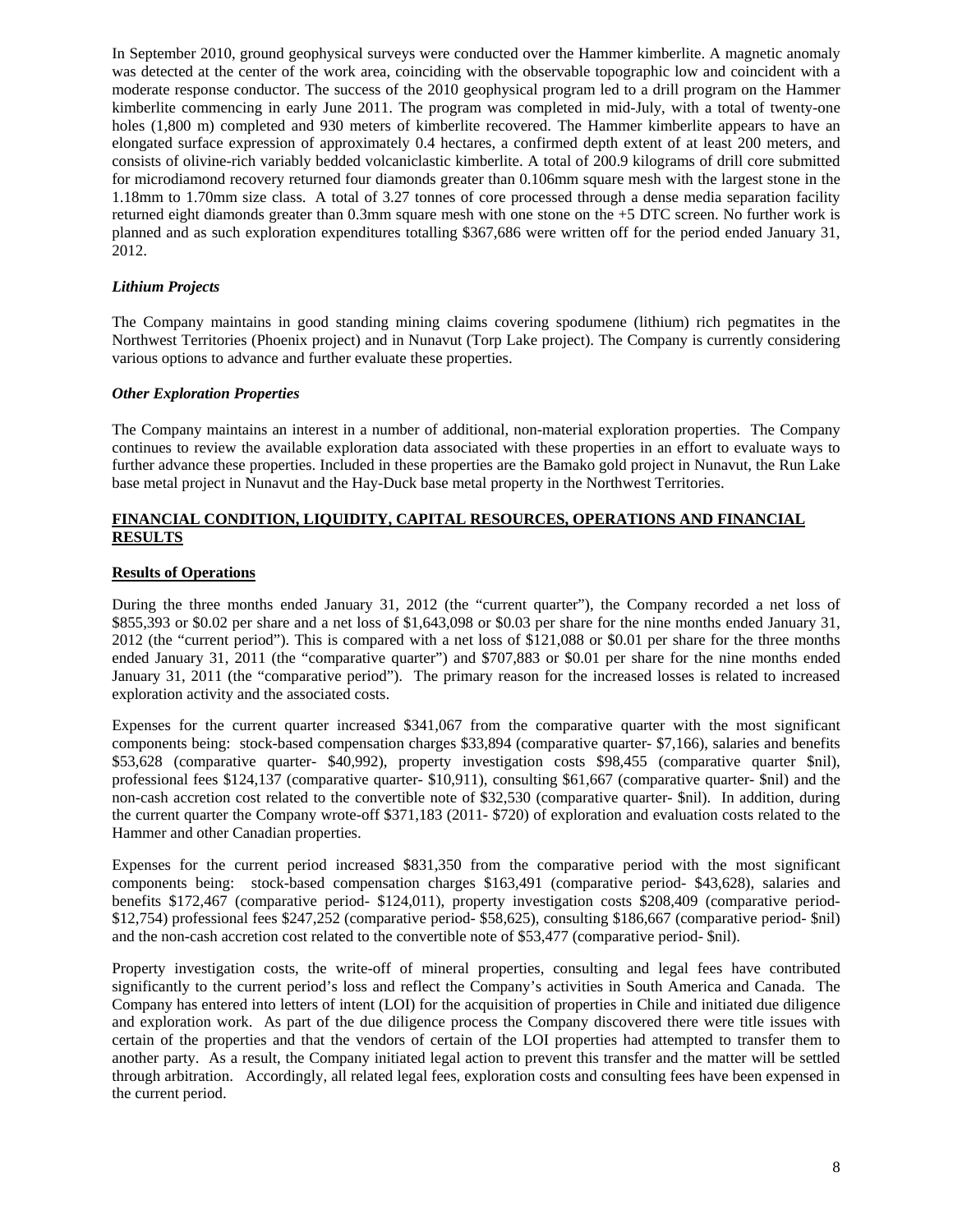In September 2010, ground geophysical surveys were conducted over the Hammer kimberlite. A magnetic anomaly was detected at the center of the work area, coinciding with the observable topographic low and coincident with a moderate response conductor. The success of the 2010 geophysical program led to a drill program on the Hammer kimberlite commencing in early June 2011. The program was completed in mid-July, with a total of twenty-one holes (1,800 m) completed and 930 meters of kimberlite recovered. The Hammer kimberlite appears to have an elongated surface expression of approximately 0.4 hectares, a confirmed depth extent of at least 200 meters, and consists of olivine-rich variably bedded volcaniclastic kimberlite. A total of 200.9 kilograms of drill core submitted for microdiamond recovery returned four diamonds greater than 0.106mm square mesh with the largest stone in the 1.18mm to 1.70mm size class. A total of 3.27 tonnes of core processed through a dense media separation facility returned eight diamonds greater than 0.3mm square mesh with one stone on the +5 DTC screen. No further work is planned and as such exploration expenditures totalling $367,686 were written off for the period ended January 31, 2012.

### *Lithium Projects*

The Company maintains in good standing mining claims covering spodumene (lithium) rich pegmatites in the Northwest Territories (Phoenix project) and in Nunavut (Torp Lake project). The Company is currently considering various options to advance and further evaluate these properties.

### *Other Exploration Properties*

The Company maintains an interest in a number of additional, non-material exploration properties. The Company continues to review the available exploration data associated with these properties in an effort to evaluate ways to further advance these properties. Included in these properties are the Bamako gold project in Nunavut, the Run Lake base metal project in Nunavut and the Hay-Duck base metal property in the Northwest Territories.

## FINANCIAL CONDITION, LIQUIDITY, CAPITAL RESOURCES, OPERATIONS AND FINANCIAL RESULTS

### Results of Operations

During the three months ended January 31, 2012 (the "current quarter"), the Company recorded a net loss of $855,393 or $0.02 per share and a net loss of $1,643,098 or $0.03 per share for the nine months ended January 31, 2012 (the "current period"). This is compared with a net loss of $121,088 or $0.01 per share for the three months ended January 31, 2011 (the "comparative quarter") and $707,883 or $0.01 per share for the nine months ended January 31, 2011 (the "comparative period"). The primary reason for the increased losses is related to increased exploration activity and the associated costs.

Expenses for the current quarter increased $341,067 from the comparative quarter with the most significant components being: stock-based compensation charges $33,894 (comparative quarter- $7,166), salaries and benefits $53,628 (comparative quarter- $40,992), property investigation costs $98,455 (comparative quarter $nil), professional fees $124,137 (comparative quarter- $10,911), consulting $61,667 (comparative quarter- $nil) and the non-cash accretion cost related to the convertible note of $32,530 (comparative quarter- $nil). In addition, during the current quarter the Company wrote-off $371,183 (2011- $720) of exploration and evaluation costs related to the Hammer and other Canadian properties.

Expenses for the current period increased $831,350 from the comparative period with the most significant components being: stock-based compensation charges $163,491 (comparative period- $43,628), salaries and benefits $172,467 (comparative period- $124,011), property investigation costs $208,409 (comparative period- $12,754) professional fees $247,252 (comparative period- $58,625), consulting $186,667 (comparative period- $nil) and the non-cash accretion cost related to the convertible note of $53,477 (comparative period- $nil).

Property investigation costs, the write-off of mineral properties, consulting and legal fees have contributed significantly to the current period's loss and reflect the Company's activities in South America and Canada. The Company has entered into letters of intent (LOI) for the acquisition of properties in Chile and initiated due diligence and exploration work. As part of the due diligence process the Company discovered there were title issues with certain of the properties and that the vendors of certain of the LOI properties had attempted to transfer them to another party. As a result, the Company initiated legal action to prevent this transfer and the matter will be settled through arbitration. Accordingly, all related legal fees, exploration costs and consulting fees have been expensed in the current period.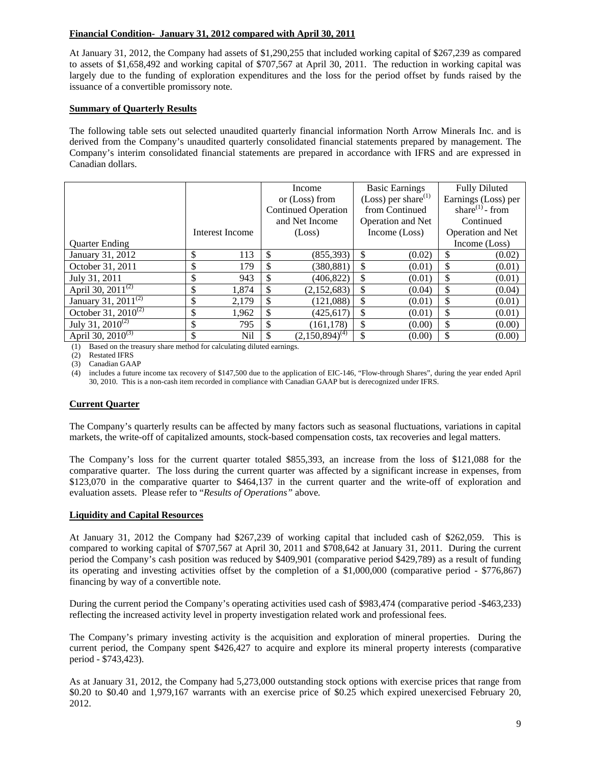**Financial Condition- January 31, 2012 compared with April 30, 2011**

At January 31, 2012, the Company had assets of $1,290,255 that included working capital of $267,239 as compared to assets of $1,658,492 and working capital of $707,567 at April 30, 2011. The reduction in working capital was largely due to the funding of exploration expenditures and the loss for the period offset by funds raised by the issuance of a convertible promissory note.

**Summary of Quarterly Results**

The following table sets out selected unaudited quarterly financial information North Arrow Minerals Inc. and is derived from the Company's unaudited quarterly consolidated financial statements prepared by management. The Company's interim consolidated financial statements are prepared in accordance with IFRS and are expressed in Canadian dollars.

| Quarter Ending | Interest Income | Income or (Loss) from Continued Operation and Net Income (Loss) | Basic Earnings (Loss) per share[1] from Continued Operation and Net Income (Loss) | Fully Diluted Earnings (Loss) per share[1] - from Continued Operation and Net Income (Loss) |
|---|---|---|---|---|
| January 31, 2012 | $ 113 | $ (855,393) | $ (0.02) | $ (0.02) |
| October 31, 2011 | $ 179 | $ (380,881) | $ (0.01) | $ (0.01) |
| July 31, 2011 | $ 943 | $ (406,822) | $ (0.01) | $ (0.01) |
| April 30, 2011[2] | $ 1,874 | $ (2,152,683) | $ (0.04) | $ (0.04) |
| January 31, 2011[2] | $ 2,179 | $ (121,088) | $ (0.01) | $ (0.01) |
| October 31, 2010[2] | $ 1,962 | $ (425,617) | $ (0.01) | $ (0.01) |
| July 31, 2010[2] | $ 795 | $ (161,178) | $ (0.00) | $ (0.00) |
| April 30, 2010[3] | $ Nil | $ (2,150,894)[4] | $ (0.00) | $ (0.00) |

(1) Based on the treasury share method for calculating diluted earnings.
(2) Restated IFRS
(3) Canadian GAAP
(4) includes a future income tax recovery of $147,500 due to the application of EIC-146, "Flow-through Shares", during the year ended April 30, 2010. This is a non-cash item recorded in compliance with Canadian GAAP but is derecognized under IFRS.

**Current Quarter**

The Company's quarterly results can be affected by many factors such as seasonal fluctuations, variations in capital markets, the write-off of capitalized amounts, stock-based compensation costs, tax recoveries and legal matters.

The Company's loss for the current quarter totaled $855,393, an increase from the loss of $121,088 for the comparative quarter. The loss during the current quarter was affected by a significant increase in expenses, from $123,070 in the comparative quarter to $464,137 in the current quarter and the write-off of exploration and evaluation assets. Please refer to "*Results of Operations"* above*.*

**Liquidity and Capital Resources**

At January 31, 2012 the Company had $267,239 of working capital that included cash of $262,059. This is compared to working capital of $707,567 at April 30, 2011 and $708,642 at January 31, 2011. During the current period the Company's cash position was reduced by $409,901 (comparative period $429,789) as a result of funding its operating and investing activities offset by the completion of a $1,000,000 (comparative period - $776,867) financing by way of a convertible note.

During the current period the Company's operating activities used cash of $983,474 (comparative period -$463,233) reflecting the increased activity level in property investigation related work and professional fees.

The Company's primary investing activity is the acquisition and exploration of mineral properties. During the current period, the Company spent $426,427 to acquire and explore its mineral property interests (comparative period - $743,423).

As at January 31, 2012, the Company had 5,273,000 outstanding stock options with exercise prices that range from $0.20 to $0.40 and 1,979,167 warrants with an exercise price of $0.25 which expired unexercised February 20, 2012.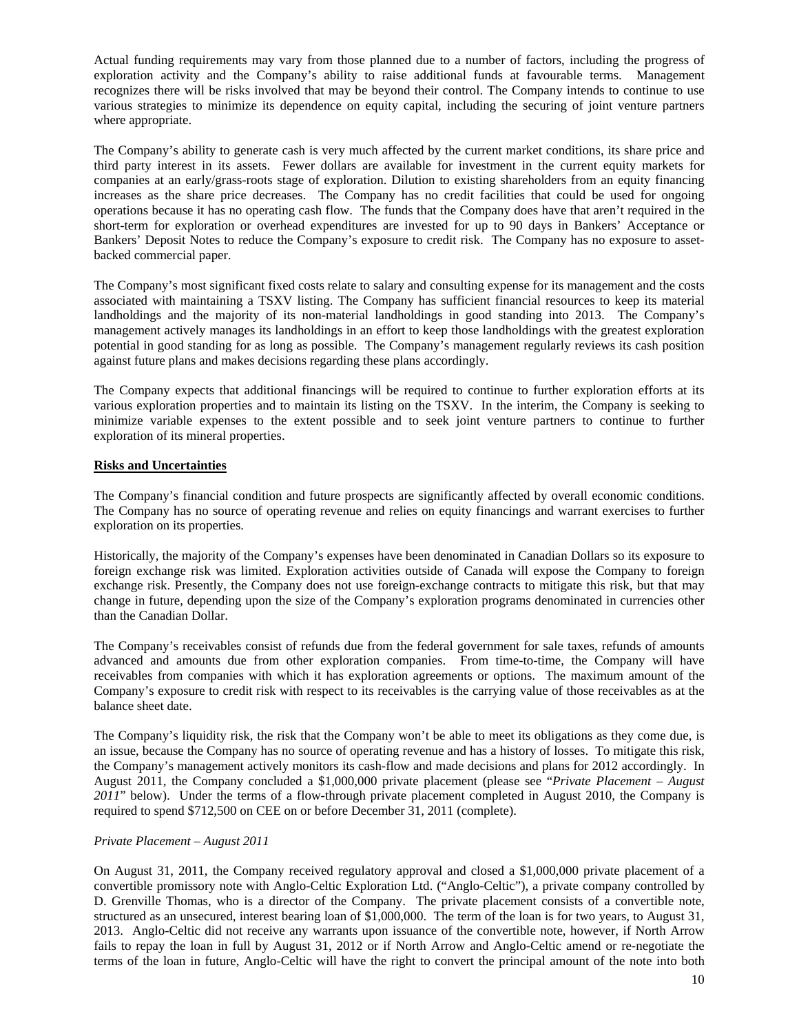Actual funding requirements may vary from those planned due to a number of factors, including the progress of exploration activity and the Company's ability to raise additional funds at favourable terms. Management recognizes there will be risks involved that may be beyond their control. The Company intends to continue to use various strategies to minimize its dependence on equity capital, including the securing of joint venture partners where appropriate.

The Company's ability to generate cash is very much affected by the current market conditions, its share price and third party interest in its assets. Fewer dollars are available for investment in the current equity markets for companies at an early/grass-roots stage of exploration. Dilution to existing shareholders from an equity financing increases as the share price decreases. The Company has no credit facilities that could be used for ongoing operations because it has no operating cash flow. The funds that the Company does have that aren't required in the short-term for exploration or overhead expenditures are invested for up to 90 days in Bankers' Acceptance or Bankers' Deposit Notes to reduce the Company's exposure to credit risk. The Company has no exposure to asset-backed commercial paper.

The Company's most significant fixed costs relate to salary and consulting expense for its management and the costs associated with maintaining a TSXV listing. The Company has sufficient financial resources to keep its material landholdings and the majority of its non-material landholdings in good standing into 2013. The Company's management actively manages its landholdings in an effort to keep those landholdings with the greatest exploration potential in good standing for as long as possible. The Company's management regularly reviews its cash position against future plans and makes decisions regarding these plans accordingly.

The Company expects that additional financings will be required to continue to further exploration efforts at its various exploration properties and to maintain its listing on the TSXV. In the interim, the Company is seeking to minimize variable expenses to the extent possible and to seek joint venture partners to continue to further exploration of its mineral properties.

## Risks and Uncertainties

The Company's financial condition and future prospects are significantly affected by overall economic conditions. The Company has no source of operating revenue and relies on equity financings and warrant exercises to further exploration on its properties.

Historically, the majority of the Company's expenses have been denominated in Canadian Dollars so its exposure to foreign exchange risk was limited. Exploration activities outside of Canada will expose the Company to foreign exchange risk. Presently, the Company does not use foreign-exchange contracts to mitigate this risk, but that may change in future, depending upon the size of the Company's exploration programs denominated in currencies other than the Canadian Dollar.

The Company's receivables consist of refunds due from the federal government for sale taxes, refunds of amounts advanced and amounts due from other exploration companies. From time-to-time, the Company will have receivables from companies with which it has exploration agreements or options. The maximum amount of the Company's exposure to credit risk with respect to its receivables is the carrying value of those receivables as at the balance sheet date.

The Company's liquidity risk, the risk that the Company won't be able to meet its obligations as they come due, is an issue, because the Company has no source of operating revenue and has a history of losses. To mitigate this risk, the Company's management actively monitors its cash-flow and made decisions and plans for 2012 accordingly. In August 2011, the Company concluded a $1,000,000 private placement (please see "*Private Placement – August 2011*" below). Under the terms of a flow-through private placement completed in August 2010, the Company is required to spend $712,500 on CEE on or before December 31, 2011 (complete).

### *Private Placement – August 2011*

On August 31, 2011, the Company received regulatory approval and closed a $1,000,000 private placement of a convertible promissory note with Anglo-Celtic Exploration Ltd. ("Anglo-Celtic"), a private company controlled by D. Grenville Thomas, who is a director of the Company. The private placement consists of a convertible note, structured as an unsecured, interest bearing loan of $1,000,000. The term of the loan is for two years, to August 31, 2013. Anglo-Celtic did not receive any warrants upon issuance of the convertible note, however, if North Arrow fails to repay the loan in full by August 31, 2012 or if North Arrow and Anglo-Celtic amend or re-negotiate the terms of the loan in future, Anglo-Celtic will have the right to convert the principal amount of the note into both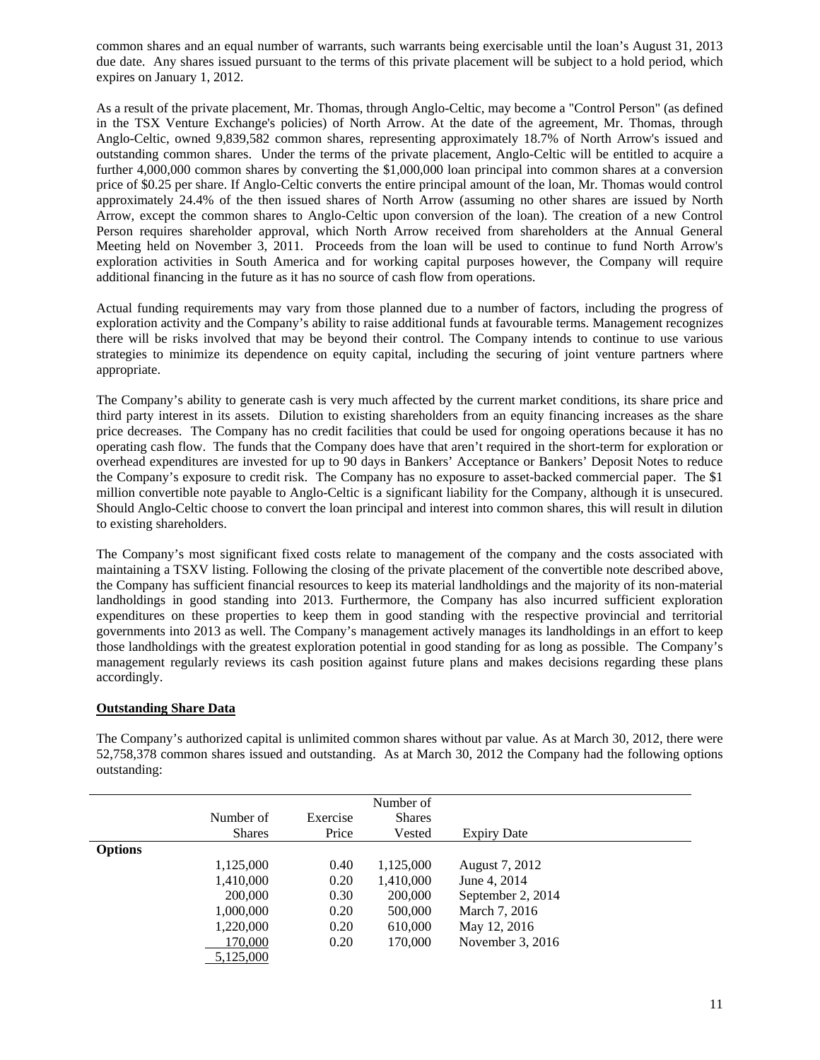common shares and an equal number of warrants, such warrants being exercisable until the loan's August 31, 2013 due date. Any shares issued pursuant to the terms of this private placement will be subject to a hold period, which expires on January 1, 2012.

As a result of the private placement, Mr. Thomas, through Anglo-Celtic, may become a "Control Person" (as defined in the TSX Venture Exchange's policies) of North Arrow. At the date of the agreement, Mr. Thomas, through Anglo-Celtic, owned 9,839,582 common shares, representing approximately 18.7% of North Arrow's issued and outstanding common shares. Under the terms of the private placement, Anglo-Celtic will be entitled to acquire a further 4,000,000 common shares by converting the $1,000,000 loan principal into common shares at a conversion price of $0.25 per share. If Anglo-Celtic converts the entire principal amount of the loan, Mr. Thomas would control approximately 24.4% of the then issued shares of North Arrow (assuming no other shares are issued by North Arrow, except the common shares to Anglo-Celtic upon conversion of the loan). The creation of a new Control Person requires shareholder approval, which North Arrow received from shareholders at the Annual General Meeting held on November 3, 2011. Proceeds from the loan will be used to continue to fund North Arrow's exploration activities in South America and for working capital purposes however, the Company will require additional financing in the future as it has no source of cash flow from operations.

Actual funding requirements may vary from those planned due to a number of factors, including the progress of exploration activity and the Company's ability to raise additional funds at favourable terms. Management recognizes there will be risks involved that may be beyond their control. The Company intends to continue to use various strategies to minimize its dependence on equity capital, including the securing of joint venture partners where appropriate.

The Company's ability to generate cash is very much affected by the current market conditions, its share price and third party interest in its assets. Dilution to existing shareholders from an equity financing increases as the share price decreases. The Company has no credit facilities that could be used for ongoing operations because it has no operating cash flow. The funds that the Company does have that aren't required in the short-term for exploration or overhead expenditures are invested for up to 90 days in Bankers' Acceptance or Bankers' Deposit Notes to reduce the Company's exposure to credit risk. The Company has no exposure to asset-backed commercial paper. The $1 million convertible note payable to Anglo-Celtic is a significant liability for the Company, although it is unsecured. Should Anglo-Celtic choose to convert the loan principal and interest into common shares, this will result in dilution to existing shareholders.

The Company's most significant fixed costs relate to management of the company and the costs associated with maintaining a TSXV listing. Following the closing of the private placement of the convertible note described above, the Company has sufficient financial resources to keep its material landholdings and the majority of its non-material landholdings in good standing into 2013. Furthermore, the Company has also incurred sufficient exploration expenditures on these properties to keep them in good standing with the respective provincial and territorial governments into 2013 as well. The Company's management actively manages its landholdings in an effort to keep those landholdings with the greatest exploration potential in good standing for as long as possible. The Company's management regularly reviews its cash position against future plans and makes decisions regarding these plans accordingly.

**Outstanding Share Data**

The Company's authorized capital is unlimited common shares without par value. As at March 30, 2012, there were 52,758,378 common shares issued and outstanding. As at March 30, 2012 the Company had the following options outstanding:

| | Number of Shares | Exercise Price | Number of Shares Vested | Expiry Date |
|---|---|---|---|---|
| **Options** | | | | |
| | 1,125,000 | 0.40 | 1,125,000 | August 7, 2012 |
| | 1,410,000 | 0.20 | 1,410,000 | June 4, 2014 |
| | 200,000 | 0.30 | 200,000 | September 2, 2014 |
| | 1,000,000 | 0.20 | 500,000 | March 7, 2016 |
| | 1,220,000 | 0.20 | 610,000 | May 12, 2016 |
| | 170,000 | 0.20 | 170,000 | November 3, 2016 |
| | 5,125,000 | | | |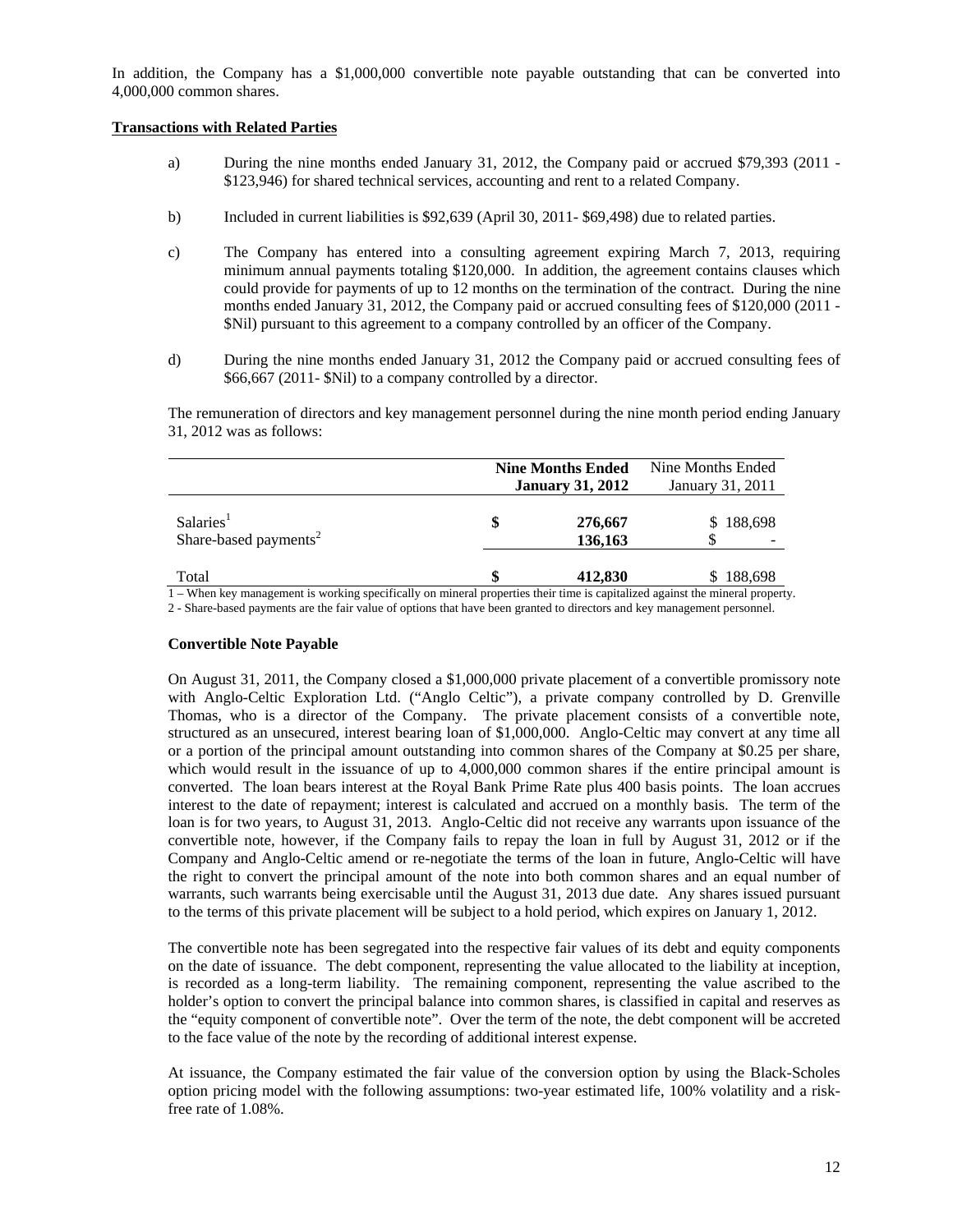In addition, the Company has a $1,000,000 convertible note payable outstanding that can be converted into 4,000,000 common shares.

**Transactions with Related Parties**

a) During the nine months ended January 31, 2012, the Company paid or accrued $79,393 (2011 - $123,946) for shared technical services, accounting and rent to a related Company.

b) Included in current liabilities is $92,639 (April 30, 2011- $69,498) due to related parties.

c) The Company has entered into a consulting agreement expiring March 7, 2013, requiring minimum annual payments totaling $120,000. In addition, the agreement contains clauses which could provide for payments of up to 12 months on the termination of the contract. During the nine months ended January 31, 2012, the Company paid or accrued consulting fees of $120,000 (2011 - $Nil) pursuant to this agreement to a company controlled by an officer of the Company.

d) During the nine months ended January 31, 2012 the Company paid or accrued consulting fees of $66,667 (2011- $Nil) to a company controlled by a director.

The remuneration of directors and key management personnel during the nine month period ending January 31, 2012 was as follows:

| | **Nine Months Ended January 31, 2012** | Nine Months Ended January 31, 2011 |
|---|---|---|
| Salaries[1] | $ 276,667 | $ 188,698 |
| Share-based payments[2] | 136,163 | $ - |
| Total | $ 412,830 | $ 188,698 |

1 – When key management is working specifically on mineral properties their time is capitalized against the mineral property.

2 - Share-based payments are the fair value of options that have been granted to directors and key management personnel.

**Convertible Note Payable**

On August 31, 2011, the Company closed a $1,000,000 private placement of a convertible promissory note with Anglo-Celtic Exploration Ltd. ("Anglo Celtic"), a private company controlled by D. Grenville Thomas, who is a director of the Company. The private placement consists of a convertible note, structured as an unsecured, interest bearing loan of $1,000,000. Anglo-Celtic may convert at any time all or a portion of the principal amount outstanding into common shares of the Company at $0.25 per share, which would result in the issuance of up to 4,000,000 common shares if the entire principal amount is converted. The loan bears interest at the Royal Bank Prime Rate plus 400 basis points. The loan accrues interest to the date of repayment; interest is calculated and accrued on a monthly basis. The term of the loan is for two years, to August 31, 2013. Anglo-Celtic did not receive any warrants upon issuance of the convertible note, however, if the Company fails to repay the loan in full by August 31, 2012 or if the Company and Anglo-Celtic amend or re-negotiate the terms of the loan in future, Anglo-Celtic will have the right to convert the principal amount of the note into both common shares and an equal number of warrants, such warrants being exercisable until the August 31, 2013 due date. Any shares issued pursuant to the terms of this private placement will be subject to a hold period, which expires on January 1, 2012.

The convertible note has been segregated into the respective fair values of its debt and equity components on the date of issuance. The debt component, representing the value allocated to the liability at inception, is recorded as a long-term liability. The remaining component, representing the value ascribed to the holder's option to convert the principal balance into common shares, is classified in capital and reserves as the "equity component of convertible note". Over the term of the note, the debt component will be accreted to the face value of the note by the recording of additional interest expense.

At issuance, the Company estimated the fair value of the conversion option by using the Black-Scholes option pricing model with the following assumptions: two-year estimated life, 100% volatility and a risk-free rate of 1.08%.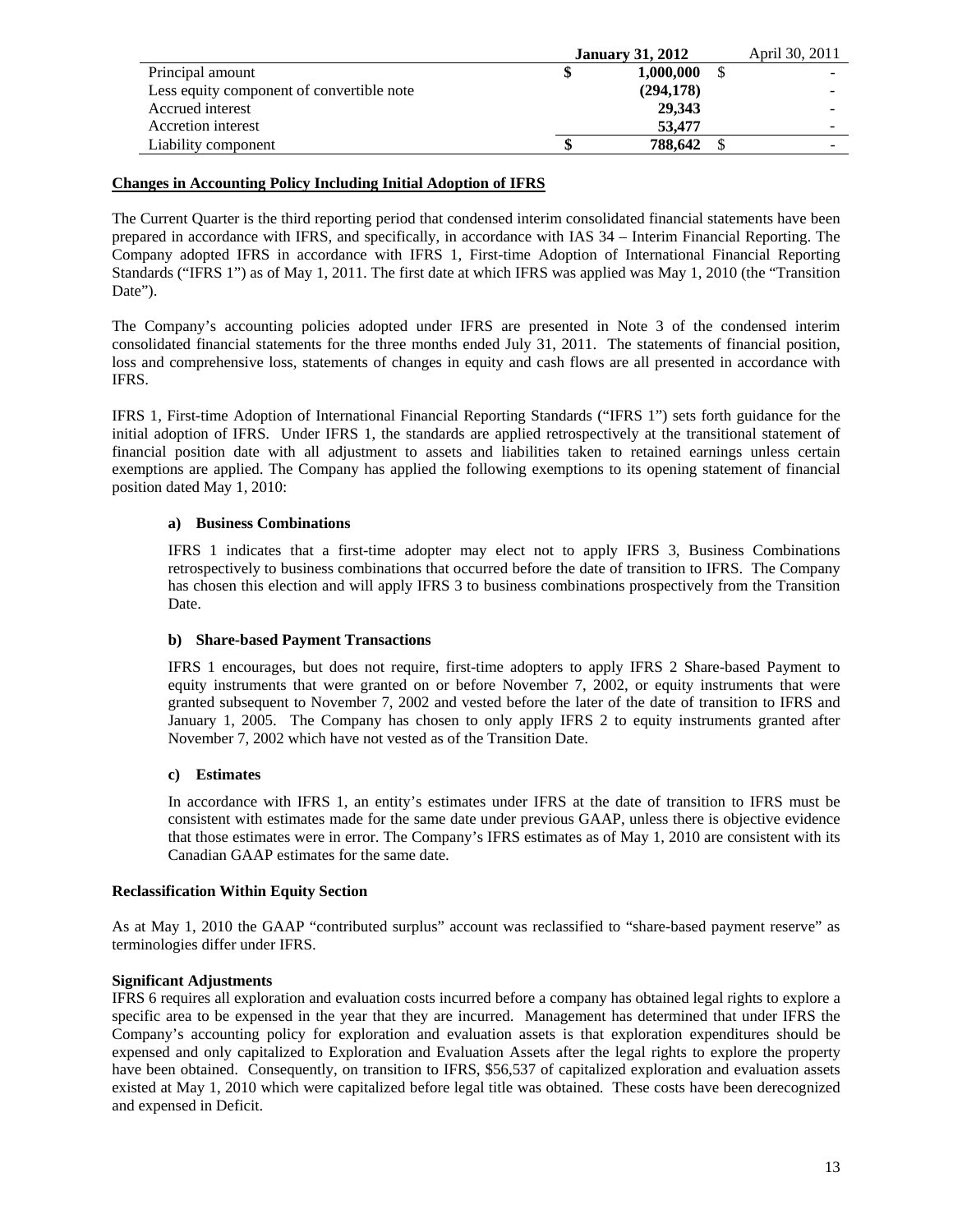| | January 31, 2012 | April 30, 2011 |
|---|---|---|
| Principal amount | $ 1,000,000 | $ - |
| Less equity component of convertible note | (294,178) | - |
| Accrued interest | 29,343 | - |
| Accretion interest | 53,477 | - |
| Liability component | $ 788,642 | $ - |

## Changes in Accounting Policy Including Initial Adoption of IFRS

The Current Quarter is the third reporting period that condensed interim consolidated financial statements have been prepared in accordance with IFRS, and specifically, in accordance with IAS 34 – Interim Financial Reporting. The Company adopted IFRS in accordance with IFRS 1, First-time Adoption of International Financial Reporting Standards ("IFRS 1") as of May 1, 2011. The first date at which IFRS was applied was May 1, 2010 (the "Transition Date").

The Company's accounting policies adopted under IFRS are presented in Note 3 of the condensed interim consolidated financial statements for the three months ended July 31, 2011. The statements of financial position, loss and comprehensive loss, statements of changes in equity and cash flows are all presented in accordance with IFRS.

IFRS 1, First-time Adoption of International Financial Reporting Standards ("IFRS 1") sets forth guidance for the initial adoption of IFRS. Under IFRS 1, the standards are applied retrospectively at the transitional statement of financial position date with all adjustment to assets and liabilities taken to retained earnings unless certain exemptions are applied. The Company has applied the following exemptions to its opening statement of financial position dated May 1, 2010:

**a) Business Combinations**

IFRS 1 indicates that a first-time adopter may elect not to apply IFRS 3, Business Combinations retrospectively to business combinations that occurred before the date of transition to IFRS. The Company has chosen this election and will apply IFRS 3 to business combinations prospectively from the Transition Date.

**b) Share-based Payment Transactions**

IFRS 1 encourages, but does not require, first-time adopters to apply IFRS 2 Share-based Payment to equity instruments that were granted on or before November 7, 2002, or equity instruments that were granted subsequent to November 7, 2002 and vested before the later of the date of transition to IFRS and January 1, 2005. The Company has chosen to only apply IFRS 2 to equity instruments granted after November 7, 2002 which have not vested as of the Transition Date.

**c) Estimates**

In accordance with IFRS 1, an entity's estimates under IFRS at the date of transition to IFRS must be consistent with estimates made for the same date under previous GAAP, unless there is objective evidence that those estimates were in error. The Company's IFRS estimates as of May 1, 2010 are consistent with its Canadian GAAP estimates for the same date.

**Reclassification Within Equity Section**

As at May 1, 2010 the GAAP "contributed surplus" account was reclassified to "share-based payment reserve" as terminologies differ under IFRS.

**Significant Adjustments**

IFRS 6 requires all exploration and evaluation costs incurred before a company has obtained legal rights to explore a specific area to be expensed in the year that they are incurred. Management has determined that under IFRS the Company's accounting policy for exploration and evaluation assets is that exploration expenditures should be expensed and only capitalized to Exploration and Evaluation Assets after the legal rights to explore the property have been obtained. Consequently, on transition to IFRS, $56,537 of capitalized exploration and evaluation assets existed at May 1, 2010 which were capitalized before legal title was obtained. These costs have been derecognized and expensed in Deficit.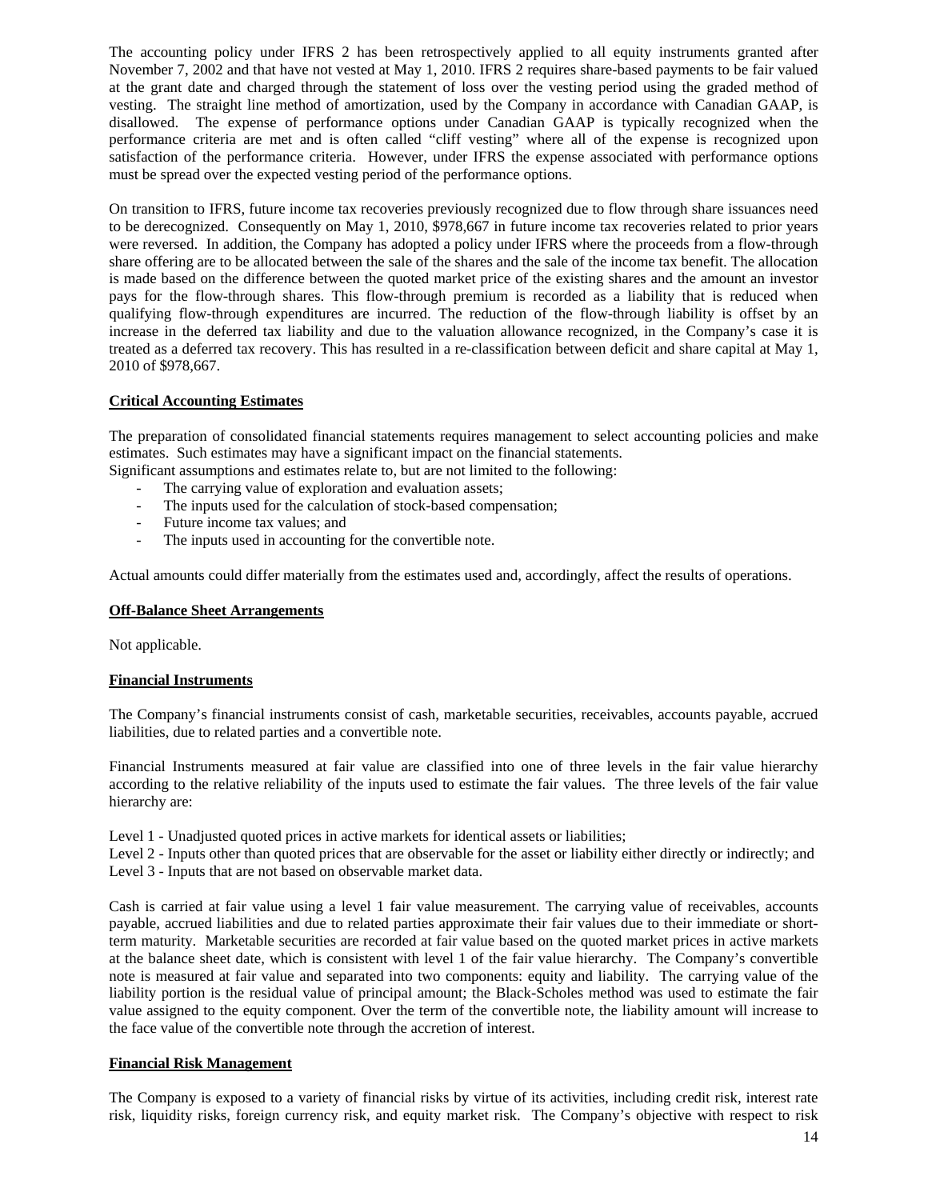The accounting policy under IFRS 2 has been retrospectively applied to all equity instruments granted after November 7, 2002 and that have not vested at May 1, 2010. IFRS 2 requires share-based payments to be fair valued at the grant date and charged through the statement of loss over the vesting period using the graded method of vesting. The straight line method of amortization, used by the Company in accordance with Canadian GAAP, is disallowed. The expense of performance options under Canadian GAAP is typically recognized when the performance criteria are met and is often called "cliff vesting" where all of the expense is recognized upon satisfaction of the performance criteria. However, under IFRS the expense associated with performance options must be spread over the expected vesting period of the performance options.

On transition to IFRS, future income tax recoveries previously recognized due to flow through share issuances need to be derecognized. Consequently on May 1, 2010, $978,667 in future income tax recoveries related to prior years were reversed. In addition, the Company has adopted a policy under IFRS where the proceeds from a flow-through share offering are to be allocated between the sale of the shares and the sale of the income tax benefit. The allocation is made based on the difference between the quoted market price of the existing shares and the amount an investor pays for the flow-through shares. This flow-through premium is recorded as a liability that is reduced when qualifying flow-through expenditures are incurred. The reduction of the flow-through liability is offset by an increase in the deferred tax liability and due to the valuation allowance recognized, in the Company's case it is treated as a deferred tax recovery. This has resulted in a re-classification between deficit and share capital at May 1, 2010 of $978,667.

## Critical Accounting Estimates

The preparation of consolidated financial statements requires management to select accounting policies and make estimates. Such estimates may have a significant impact on the financial statements.
Significant assumptions and estimates relate to, but are not limited to the following:

- The carrying value of exploration and evaluation assets;
- The inputs used for the calculation of stock-based compensation;
- Future income tax values; and
- The inputs used in accounting for the convertible note.

Actual amounts could differ materially from the estimates used and, accordingly, affect the results of operations.

## Off-Balance Sheet Arrangements

Not applicable.

## Financial Instruments

The Company's financial instruments consist of cash, marketable securities, receivables, accounts payable, accrued liabilities, due to related parties and a convertible note.

Financial Instruments measured at fair value are classified into one of three levels in the fair value hierarchy according to the relative reliability of the inputs used to estimate the fair values. The three levels of the fair value hierarchy are:

Level 1 - Unadjusted quoted prices in active markets for identical assets or liabilities;
Level 2 - Inputs other than quoted prices that are observable for the asset or liability either directly or indirectly; and
Level 3 - Inputs that are not based on observable market data.

Cash is carried at fair value using a level 1 fair value measurement. The carrying value of receivables, accounts payable, accrued liabilities and due to related parties approximate their fair values due to their immediate or short-term maturity. Marketable securities are recorded at fair value based on the quoted market prices in active markets at the balance sheet date, which is consistent with level 1 of the fair value hierarchy. The Company's convertible note is measured at fair value and separated into two components: equity and liability. The carrying value of the liability portion is the residual value of principal amount; the Black-Scholes method was used to estimate the fair value assigned to the equity component. Over the term of the convertible note, the liability amount will increase to the face value of the convertible note through the accretion of interest.

## Financial Risk Management

The Company is exposed to a variety of financial risks by virtue of its activities, including credit risk, interest rate risk, liquidity risks, foreign currency risk, and equity market risk. The Company's objective with respect to risk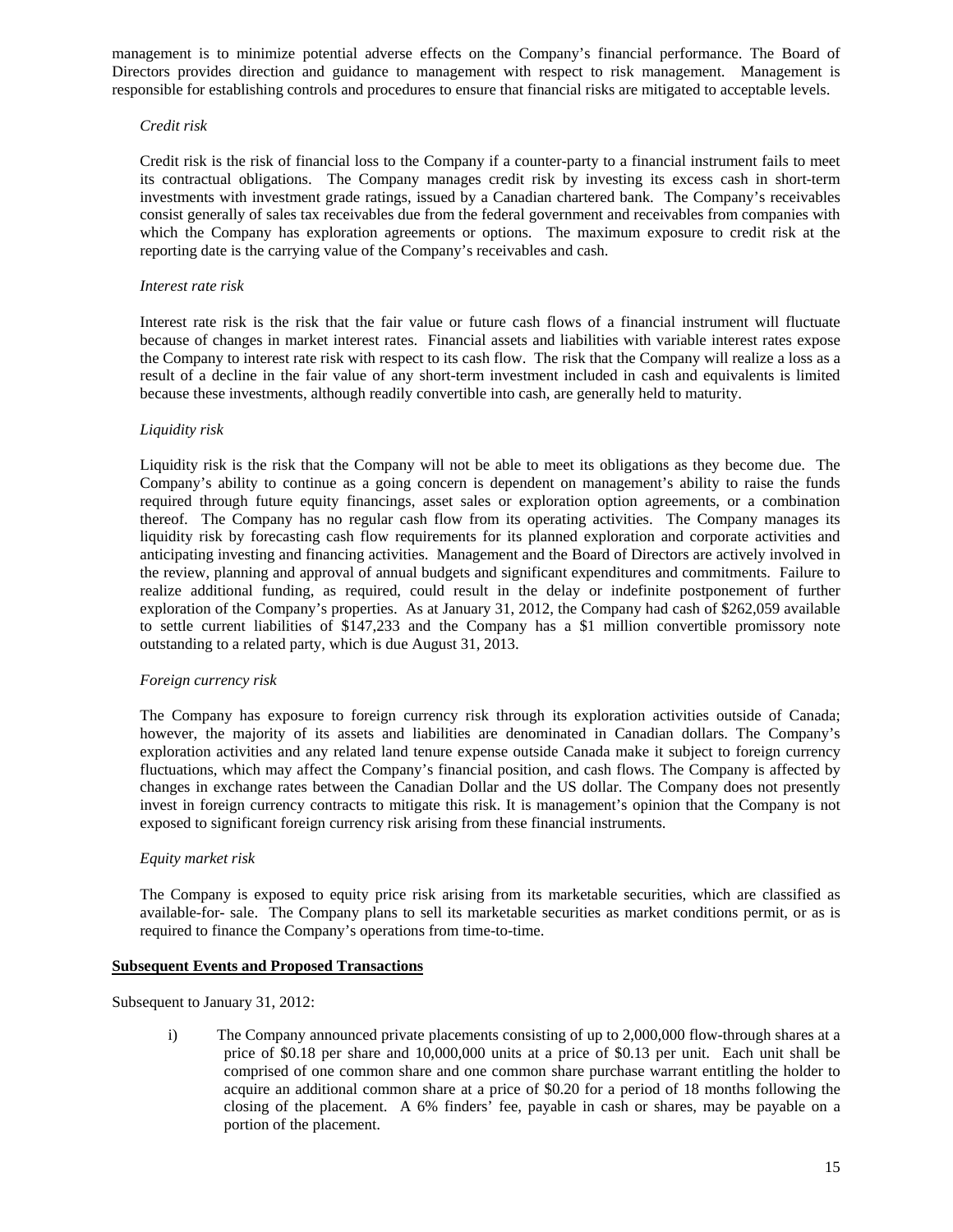management is to minimize potential adverse effects on the Company's financial performance. The Board of Directors provides direction and guidance to management with respect to risk management. Management is responsible for establishing controls and procedures to ensure that financial risks are mitigated to acceptable levels.

*Credit risk*

Credit risk is the risk of financial loss to the Company if a counter-party to a financial instrument fails to meet its contractual obligations. The Company manages credit risk by investing its excess cash in short-term investments with investment grade ratings, issued by a Canadian chartered bank. The Company's receivables consist generally of sales tax receivables due from the federal government and receivables from companies with which the Company has exploration agreements or options. The maximum exposure to credit risk at the reporting date is the carrying value of the Company's receivables and cash.

*Interest rate risk*

Interest rate risk is the risk that the fair value or future cash flows of a financial instrument will fluctuate because of changes in market interest rates. Financial assets and liabilities with variable interest rates expose the Company to interest rate risk with respect to its cash flow. The risk that the Company will realize a loss as a result of a decline in the fair value of any short-term investment included in cash and equivalents is limited because these investments, although readily convertible into cash, are generally held to maturity.

*Liquidity risk*

Liquidity risk is the risk that the Company will not be able to meet its obligations as they become due. The Company's ability to continue as a going concern is dependent on management's ability to raise the funds required through future equity financings, asset sales or exploration option agreements, or a combination thereof. The Company has no regular cash flow from its operating activities. The Company manages its liquidity risk by forecasting cash flow requirements for its planned exploration and corporate activities and anticipating investing and financing activities. Management and the Board of Directors are actively involved in the review, planning and approval of annual budgets and significant expenditures and commitments. Failure to realize additional funding, as required, could result in the delay or indefinite postponement of further exploration of the Company's properties. As at January 31, 2012, the Company had cash of $262,059 available to settle current liabilities of $147,233 and the Company has a $1 million convertible promissory note outstanding to a related party, which is due August 31, 2013.

*Foreign currency risk*

The Company has exposure to foreign currency risk through its exploration activities outside of Canada; however, the majority of its assets and liabilities are denominated in Canadian dollars. The Company's exploration activities and any related land tenure expense outside Canada make it subject to foreign currency fluctuations, which may affect the Company's financial position, and cash flows. The Company is affected by changes in exchange rates between the Canadian Dollar and the US dollar. The Company does not presently invest in foreign currency contracts to mitigate this risk. It is management's opinion that the Company is not exposed to significant foreign currency risk arising from these financial instruments.

*Equity market risk*

The Company is exposed to equity price risk arising from its marketable securities, which are classified as available-for- sale. The Company plans to sell its marketable securities as market conditions permit, or as is required to finance the Company's operations from time-to-time.

**Subsequent Events and Proposed Transactions**

Subsequent to January 31, 2012:

i) The Company announced private placements consisting of up to 2,000,000 flow-through shares at a price of $0.18 per share and 10,000,000 units at a price of $0.13 per unit. Each unit shall be comprised of one common share and one common share purchase warrant entitling the holder to acquire an additional common share at a price of $0.20 for a period of 18 months following the closing of the placement. A 6% finders' fee, payable in cash or shares, may be payable on a portion of the placement.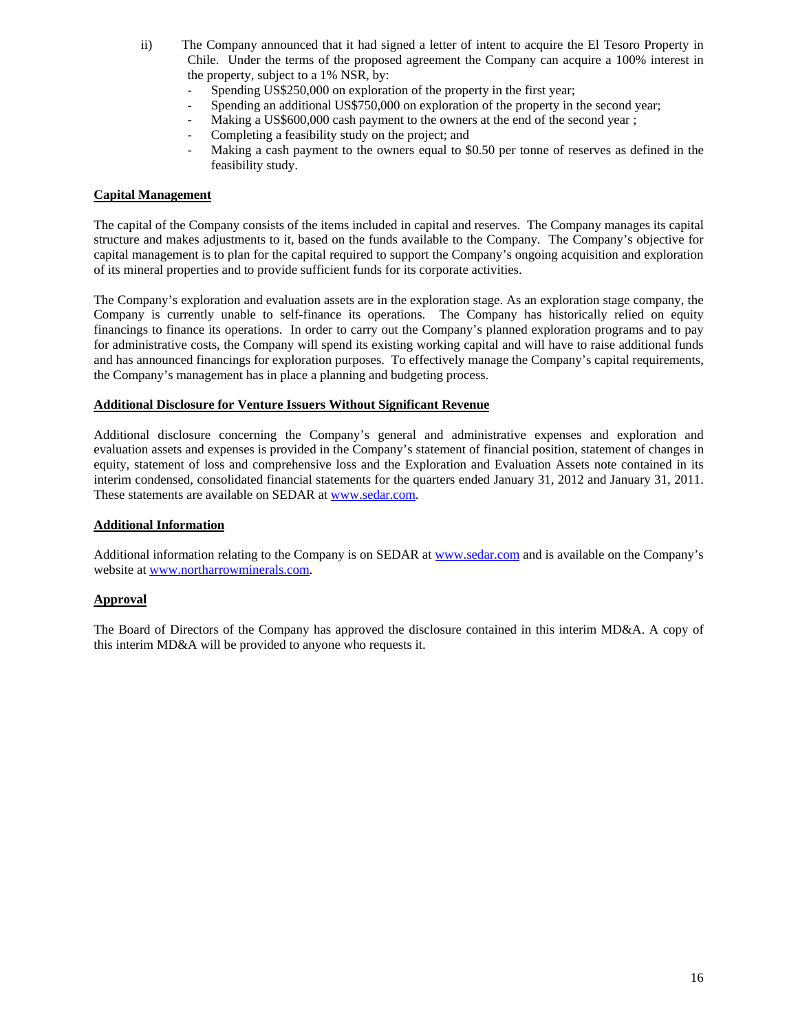ii) The Company announced that it had signed a letter of intent to acquire the El Tesoro Property in Chile. Under the terms of the proposed agreement the Company can acquire a 100% interest in the property, subject to a 1% NSR, by:

- Spending US$250,000 on exploration of the property in the first year;
- Spending an additional US$750,000 on exploration of the property in the second year;
- Making a US$600,000 cash payment to the owners at the end of the second year ;
- Completing a feasibility study on the project; and
- Making a cash payment to the owners equal to $0.50 per tonne of reserves as defined in the feasibility study.

## Capital Management

The capital of the Company consists of the items included in capital and reserves. The Company manages its capital structure and makes adjustments to it, based on the funds available to the Company. The Company's objective for capital management is to plan for the capital required to support the Company's ongoing acquisition and exploration of its mineral properties and to provide sufficient funds for its corporate activities.

The Company's exploration and evaluation assets are in the exploration stage. As an exploration stage company, the Company is currently unable to self-finance its operations. The Company has historically relied on equity financings to finance its operations. In order to carry out the Company's planned exploration programs and to pay for administrative costs, the Company will spend its existing working capital and will have to raise additional funds and has announced financings for exploration purposes. To effectively manage the Company's capital requirements, the Company's management has in place a planning and budgeting process.

## Additional Disclosure for Venture Issuers Without Significant Revenue

Additional disclosure concerning the Company's general and administrative expenses and exploration and evaluation assets and expenses is provided in the Company's statement of financial position, statement of changes in equity, statement of loss and comprehensive loss and the Exploration and Evaluation Assets note contained in its interim condensed, consolidated financial statements for the quarters ended January 31, 2012 and January 31, 2011. These statements are available on SEDAR at www.sedar.com.

## Additional Information

Additional information relating to the Company is on SEDAR at www.sedar.com and is available on the Company's website at www.northarrowminerals.com.

## Approval

The Board of Directors of the Company has approved the disclosure contained in this interim MD&A. A copy of this interim MD&A will be provided to anyone who requests it.